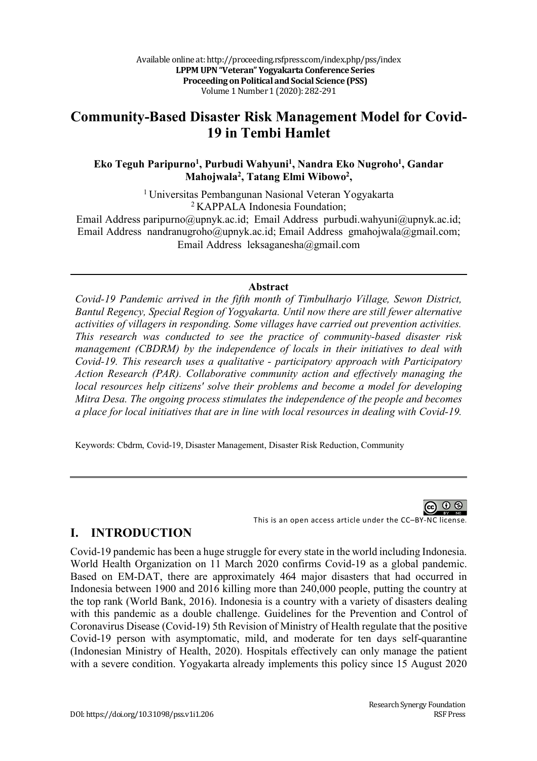# Community-Based Disaster Risk Management Model for Covid-19 in Tembi Hamlet

**Eko Teguh Paripurno[1], Purbudi Wahyuni[1], Nandra Eko Nugroho[1], Gandar Mahojwala[2], Tatang Elmi Wibowo[2],**

[1] Universitas Pembangunan Nasional Veteran Yogyakarta
[2] KAPPALA Indonesia Foundation;
Email Address paripurno@upnyk.ac.id; Email Address purbudi.wahyuni@upnyk.ac.id; Email Address nandranugroho@upnyk.ac.id; Email Address gmahojwala@gmail.com; Email Address leksaganesha@gmail.com

---

**Abstract**

*Covid-19 Pandemic arrived in the fifth month of Timbulharjo Village, Sewon District, Bantul Regency, Special Region of Yogyakarta. Until now there are still fewer alternative activities of villagers in responding. Some villages have carried out prevention activities. This research was conducted to see the practice of community-based disaster risk management (CBDRM) by the independence of locals in their initiatives to deal with Covid-19. This research uses a qualitative - participatory approach with Participatory Action Research (PAR). Collaborative community action and effectively managing the local resources help citizens' solve their problems and become a model for developing Mitra Desa. The ongoing process stimulates the independence of the people and becomes a place for local initiatives that are in line with local resources in dealing with Covid-19.*

Keywords: Cbdrm, Covid-19, Disaster Management, Disaster Risk Reduction, Community

---

This is an open access article under the CC–BY-NC license.

## I. INTRODUCTION

Covid-19 pandemic has been a huge struggle for every state in the world including Indonesia. World Health Organization on 11 March 2020 confirms Covid-19 as a global pandemic. Based on EM-DAT, there are approximately 464 major disasters that had occurred in Indonesia between 1900 and 2016 killing more than 240,000 people, putting the country at the top rank (World Bank, 2016). Indonesia is a country with a variety of disasters dealing with this pandemic as a double challenge. Guidelines for the Prevention and Control of Coronavirus Disease (Covid-19) 5th Revision of Ministry of Health regulate that the positive Covid-19 person with asymptomatic, mild, and moderate for ten days self-quarantine (Indonesian Ministry of Health, 2020). Hospitals effectively can only manage the patient with a severe condition. Yogyakarta already implements this policy since 15 August 2020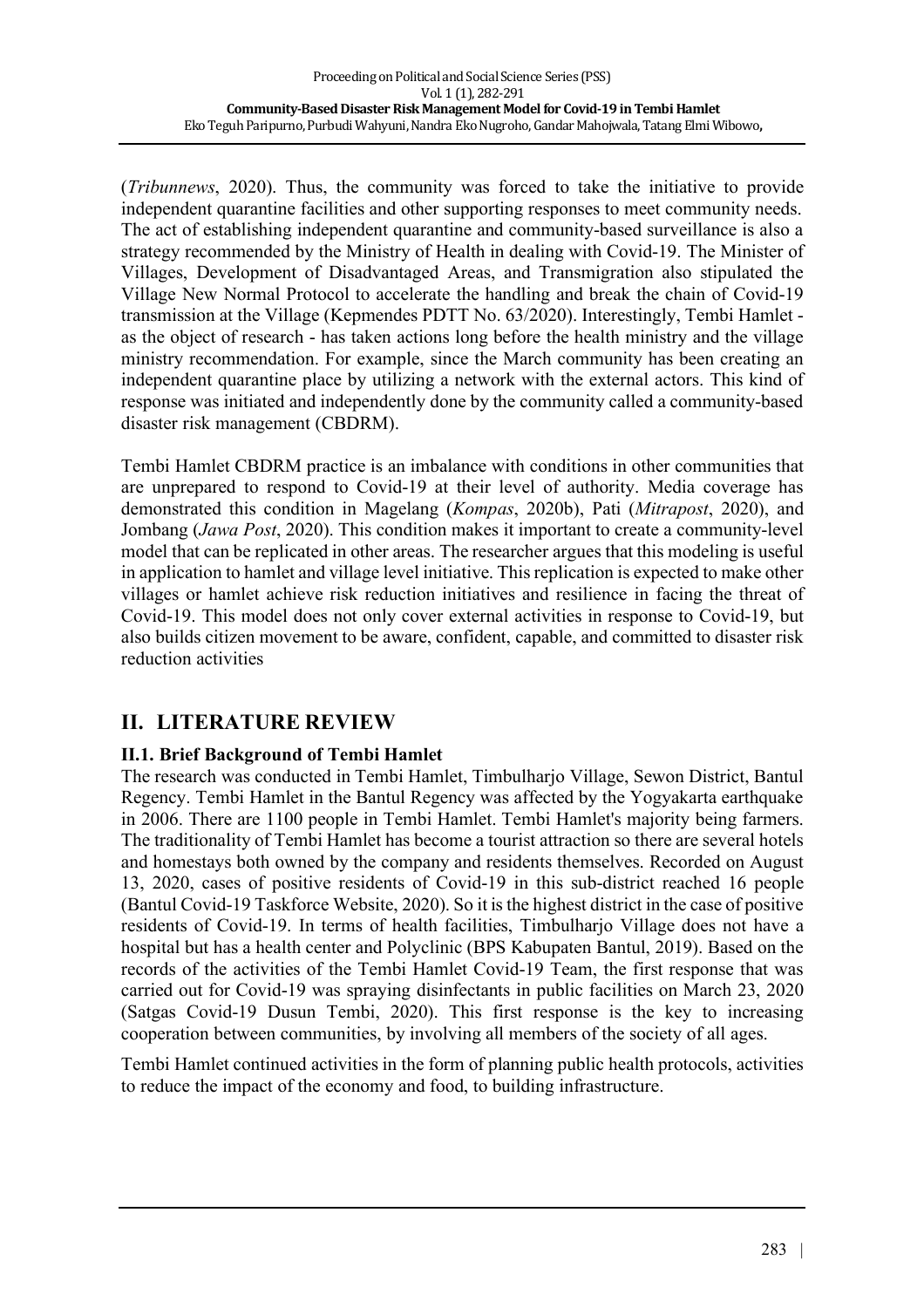(*Tribunnews*, 2020). Thus, the community was forced to take the initiative to provide independent quarantine facilities and other supporting responses to meet community needs. The act of establishing independent quarantine and community-based surveillance is also a strategy recommended by the Ministry of Health in dealing with Covid-19. The Minister of Villages, Development of Disadvantaged Areas, and Transmigration also stipulated the Village New Normal Protocol to accelerate the handling and break the chain of Covid-19 transmission at the Village (Kepmendes PDTT No. 63/2020). Interestingly, Tembi Hamlet - as the object of research - has taken actions long before the health ministry and the village ministry recommendation. For example, since the March community has been creating an independent quarantine place by utilizing a network with the external actors. This kind of response was initiated and independently done by the community called a community-based disaster risk management (CBDRM).

Tembi Hamlet CBDRM practice is an imbalance with conditions in other communities that are unprepared to respond to Covid-19 at their level of authority. Media coverage has demonstrated this condition in Magelang (*Kompas*, 2020b), Pati (*Mitrapost*, 2020), and Jombang (*Jawa Post*, 2020). This condition makes it important to create a community-level model that can be replicated in other areas. The researcher argues that this modeling is useful in application to hamlet and village level initiative. This replication is expected to make other villages or hamlet achieve risk reduction initiatives and resilience in facing the threat of Covid-19. This model does not only cover external activities in response to Covid-19, but also builds citizen movement to be aware, confident, capable, and committed to disaster risk reduction activities

## II. LITERATURE REVIEW

### II.1. Brief Background of Tembi Hamlet

The research was conducted in Tembi Hamlet, Timbulharjo Village, Sewon District, Bantul Regency. Tembi Hamlet in the Bantul Regency was affected by the Yogyakarta earthquake in 2006. There are 1100 people in Tembi Hamlet. Tembi Hamlet's majority being farmers. The traditionality of Tembi Hamlet has become a tourist attraction so there are several hotels and homestays both owned by the company and residents themselves. Recorded on August 13, 2020, cases of positive residents of Covid-19 in this sub-district reached 16 people (Bantul Covid-19 Taskforce Website, 2020). So it is the highest district in the case of positive residents of Covid-19. In terms of health facilities, Timbulharjo Village does not have a hospital but has a health center and Polyclinic (BPS Kabupaten Bantul, 2019). Based on the records of the activities of the Tembi Hamlet Covid-19 Team, the first response that was carried out for Covid-19 was spraying disinfectants in public facilities on March 23, 2020 (Satgas Covid-19 Dusun Tembi, 2020). This first response is the key to increasing cooperation between communities, by involving all members of the society of all ages.

Tembi Hamlet continued activities in the form of planning public health protocols, activities to reduce the impact of the economy and food, to building infrastructure.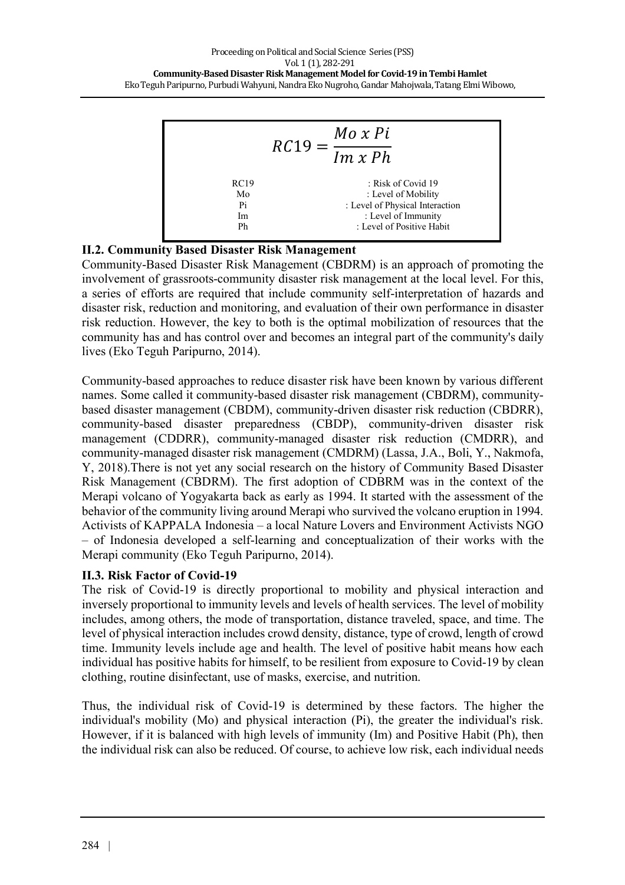$$RC19 = \frac{Mo\ x\ Pi}{Im\ x\ Ph}$$

| | |
|---|---|
| RC19 | : Risk of Covid 19 |
| Mo | : Level of Mobility |
| Pi | : Level of Physical Interaction |
| Im | : Level of Immunity |
| Ph | : Level of Positive Habit |

### II.2. Community Based Disaster Risk Management

Community-Based Disaster Risk Management (CBDRM) is an approach of promoting the involvement of grassroots-community disaster risk management at the local level. For this, a series of efforts are required that include community self-interpretation of hazards and disaster risk, reduction and monitoring, and evaluation of their own performance in disaster risk reduction. However, the key to both is the optimal mobilization of resources that the community has and has control over and becomes an integral part of the community's daily lives (Eko Teguh Paripurno, 2014).

Community-based approaches to reduce disaster risk have been known by various different names. Some called it community-based disaster risk management (CBDRM), community-based disaster management (CBDM), community-driven disaster risk reduction (CBDRR), community-based disaster preparedness (CBDP), community-driven disaster risk management (CDDRR), community-managed disaster risk reduction (CMDRR), and community-managed disaster risk management (CMDRM) (Lassa, J.A., Boli, Y., Nakmofa, Y, 2018).There is not yet any social research on the history of Community Based Disaster Risk Management (CBDRM). The first adoption of CDBRM was in the context of the Merapi volcano of Yogyakarta back as early as 1994. It started with the assessment of the behavior of the community living around Merapi who survived the volcano eruption in 1994. Activists of KAPPALA Indonesia – a local Nature Lovers and Environment Activists NGO – of Indonesia developed a self-learning and conceptualization of their works with the Merapi community (Eko Teguh Paripurno, 2014).

### II.3. Risk Factor of Covid-19

The risk of Covid-19 is directly proportional to mobility and physical interaction and inversely proportional to immunity levels and levels of health services. The level of mobility includes, among others, the mode of transportation, distance traveled, space, and time. The level of physical interaction includes crowd density, distance, type of crowd, length of crowd time. Immunity levels include age and health. The level of positive habit means how each individual has positive habits for himself, to be resilient from exposure to Covid-19 by clean clothing, routine disinfectant, use of masks, exercise, and nutrition.

Thus, the individual risk of Covid-19 is determined by these factors. The higher the individual's mobility (Mo) and physical interaction (Pi), the greater the individual's risk. However, if it is balanced with high levels of immunity (Im) and Positive Habit (Ph), then the individual risk can also be reduced. Of course, to achieve low risk, each individual needs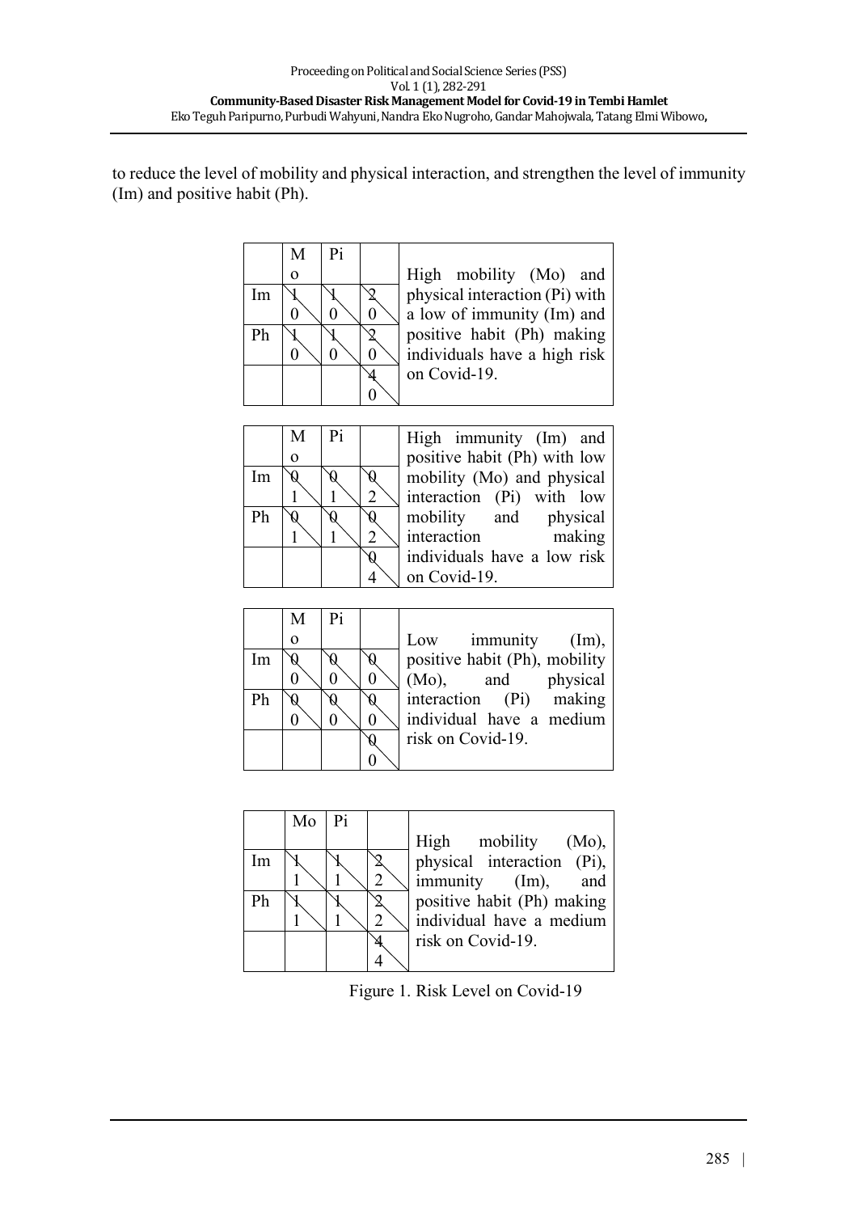to reduce the level of mobility and physical interaction, and strengthen the level of immunity (Im) and positive habit (Ph).

|  | Mo | Pi |  | |
|---|---|---|---|---|
| Im | 1 / 0 | 1 / 0 | 2 / 0 | High mobility (Mo) and physical interaction (Pi) with a low of immunity (Im) and positive habit (Ph) making individuals have a high risk on Covid-19. |
| Ph | 1 / 0 | 1 / 0 | 2 / 0 | |
|  |  |  | 4 / 0 | |

|  | Mo | Pi |  | |
|---|---|---|---|---|
| Im | 0 / 1 | 0 / 1 | 0 / 2 | High immunity (Im) and positive habit (Ph) with low mobility (Mo) and physical interaction (Pi) with low mobility and physical interaction making individuals have a low risk on Covid-19. |
| Ph | 0 / 1 | 0 / 1 | 0 / 2 | |
|  |  |  | 0 / 4 | |

|  | Mo | Pi |  | |
|---|---|---|---|---|
| Im | 0 / 0 | 0 / 0 | 0 / 0 | Low immunity (Im), positive habit (Ph), mobility (Mo), and physical interaction (Pi) making individual have a medium risk on Covid-19. |
| Ph | 0 / 0 | 0 / 0 | 0 / 0 | |
|  |  |  | 0 / 0 | |

|  | Mo | Pi |  | |
|---|---|---|---|---|
| Im | 1 / 1 | 1 / 1 | 2 / 2 | High mobility (Mo), physical interaction (Pi), immunity (Im), and positive habit (Ph) making individual have a medium risk on Covid-19. |
| Ph | 1 / 1 | 1 / 1 | 2 / 2 | |
|  |  |  | 4 / 4 | |

Figure 1. Risk Level on Covid-19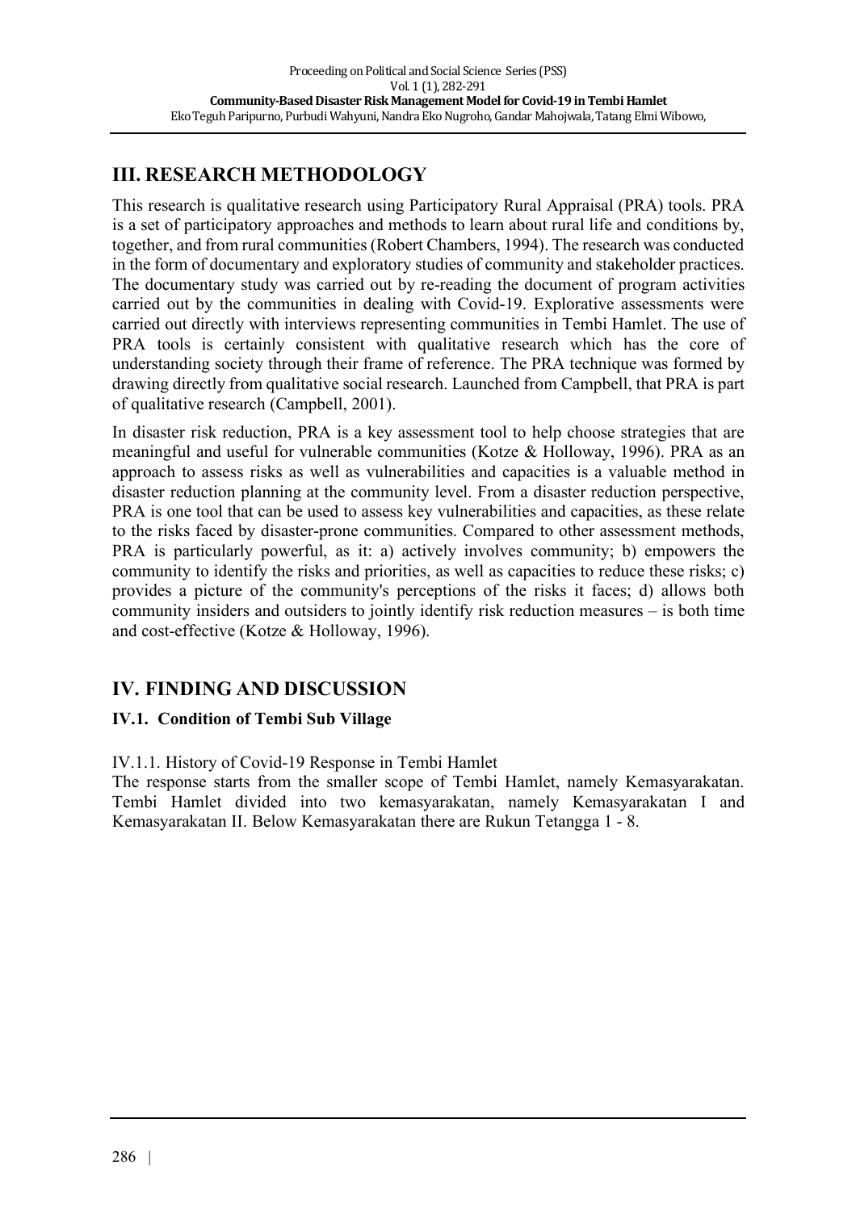## III. RESEARCH METHODOLOGY

This research is qualitative research using Participatory Rural Appraisal (PRA) tools. PRA is a set of participatory approaches and methods to learn about rural life and conditions by, together, and from rural communities (Robert Chambers, 1994). The research was conducted in the form of documentary and exploratory studies of community and stakeholder practices. The documentary study was carried out by re-reading the document of program activities carried out by the communities in dealing with Covid-19. Explorative assessments were carried out directly with interviews representing communities in Tembi Hamlet. The use of PRA tools is certainly consistent with qualitative research which has the core of understanding society through their frame of reference. The PRA technique was formed by drawing directly from qualitative social research. Launched from Campbell, that PRA is part of qualitative research (Campbell, 2001).

In disaster risk reduction, PRA is a key assessment tool to help choose strategies that are meaningful and useful for vulnerable communities (Kotze & Holloway, 1996). PRA as an approach to assess risks as well as vulnerabilities and capacities is a valuable method in disaster reduction planning at the community level. From a disaster reduction perspective, PRA is one tool that can be used to assess key vulnerabilities and capacities, as these relate to the risks faced by disaster-prone communities. Compared to other assessment methods, PRA is particularly powerful, as it: a) actively involves community; b) empowers the community to identify the risks and priorities, as well as capacities to reduce these risks; c) provides a picture of the community's perceptions of the risks it faces; d) allows both community insiders and outsiders to jointly identify risk reduction measures – is both time and cost-effective (Kotze & Holloway, 1996).

## IV. FINDING AND DISCUSSION

### IV.1. Condition of Tembi Sub Village

IV.1.1. History of Covid-19 Response in Tembi Hamlet

The response starts from the smaller scope of Tembi Hamlet, namely Kemasyarakatan. Tembi Hamlet divided into two kemasyarakatan, namely Kemasyarakatan I and Kemasyarakatan II. Below Kemasyarakatan there are Rukun Tetangga 1 - 8.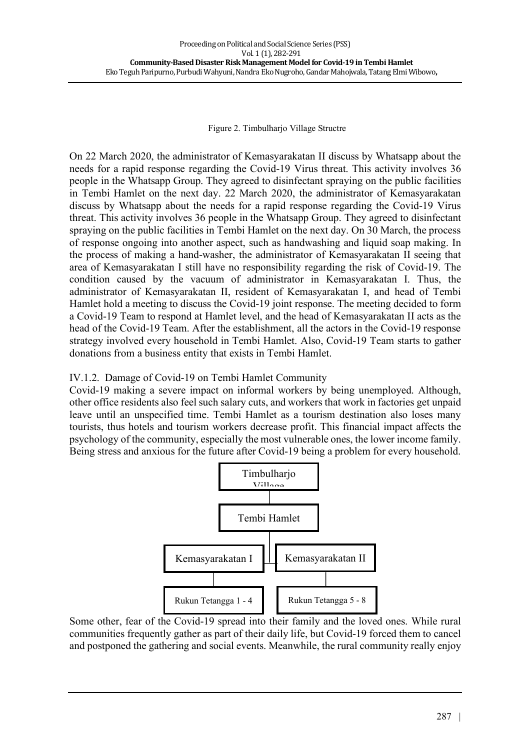Figure 2. Timbulharjo Village Structre

On 22 March 2020, the administrator of Kemasyarakatan II discuss by Whatsapp about the needs for a rapid response regarding the Covid-19 Virus threat. This activity involves 36 people in the Whatsapp Group. They agreed to disinfectant spraying on the public facilities in Tembi Hamlet on the next day. 22 March 2020, the administrator of Kemasyarakatan discuss by Whatsapp about the needs for a rapid response regarding the Covid-19 Virus threat. This activity involves 36 people in the Whatsapp Group. They agreed to disinfectant spraying on the public facilities in Tembi Hamlet on the next day. On 30 March, the process of response ongoing into another aspect, such as handwashing and liquid soap making. In the process of making a hand-washer, the administrator of Kemasyarakatan II seeing that area of Kemasyarakatan I still have no responsibility regarding the risk of Covid-19. The condition caused by the vacuum of administrator in Kemasyarakatan I. Thus, the administrator of Kemasyarakatan II, resident of Kemasyarakatan I, and head of Tembi Hamlet hold a meeting to discuss the Covid-19 joint response. The meeting decided to form a Covid-19 Team to respond at Hamlet level, and the head of Kemasyarakatan II acts as the head of the Covid-19 Team. After the establishment, all the actors in the Covid-19 response strategy involved every household in Tembi Hamlet. Also, Covid-19 Team starts to gather donations from a business entity that exists in Tembi Hamlet.

IV.1.2. Damage of Covid-19 on Tembi Hamlet Community

Covid-19 making a severe impact on informal workers by being unemployed. Although, other office residents also feel such salary cuts, and workers that work in factories get unpaid leave until an unspecified time. Tembi Hamlet as a tourism destination also loses many tourists, thus hotels and tourism workers decrease profit. This financial impact affects the psychology of the community, especially the most vulnerable ones, the lower income family. Being stress and anxious for the future after Covid-19 being a problem for every household.

Timbulharjo Village

Tembi Hamlet

Kemasyarakatan I | Kemasyarakatan II

Rukun Tetangga 1 - 4 | Rukun Tetangga 5 - 8

Some other, fear of the Covid-19 spread into their family and the loved ones. While rural communities frequently gather as part of their daily life, but Covid-19 forced them to cancel and postponed the gathering and social events. Meanwhile, the rural community really enjoy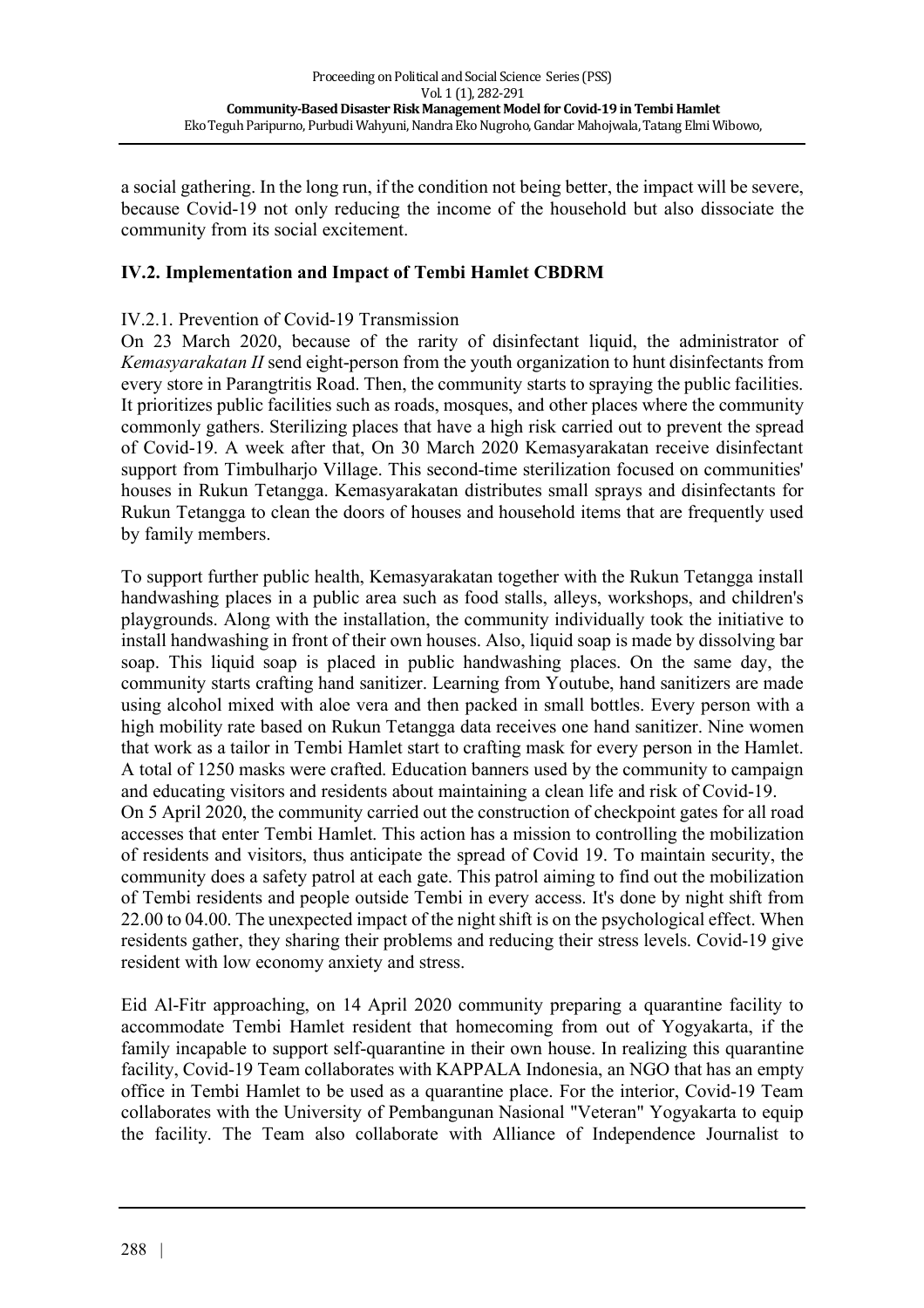a social gathering. In the long run, if the condition not being better, the impact will be severe, because Covid-19 not only reducing the income of the household but also dissociate the community from its social excitement.

## IV.2. Implementation and Impact of Tembi Hamlet CBDRM

### IV.2.1. Prevention of Covid-19 Transmission

On 23 March 2020, because of the rarity of disinfectant liquid, the administrator of *Kemasyarakatan II* send eight-person from the youth organization to hunt disinfectants from every store in Parangtritis Road. Then, the community starts to spraying the public facilities. It prioritizes public facilities such as roads, mosques, and other places where the community commonly gathers. Sterilizing places that have a high risk carried out to prevent the spread of Covid-19. A week after that, On 30 March 2020 Kemasyarakatan receive disinfectant support from Timbulharjo Village. This second-time sterilization focused on communities' houses in Rukun Tetangga. Kemasyarakatan distributes small sprays and disinfectants for Rukun Tetangga to clean the doors of houses and household items that are frequently used by family members.

To support further public health, Kemasyarakatan together with the Rukun Tetangga install handwashing places in a public area such as food stalls, alleys, workshops, and children's playgrounds. Along with the installation, the community individually took the initiative to install handwashing in front of their own houses. Also, liquid soap is made by dissolving bar soap. This liquid soap is placed in public handwashing places. On the same day, the community starts crafting hand sanitizer. Learning from Youtube, hand sanitizers are made using alcohol mixed with aloe vera and then packed in small bottles. Every person with a high mobility rate based on Rukun Tetangga data receives one hand sanitizer. Nine women that work as a tailor in Tembi Hamlet start to crafting mask for every person in the Hamlet. A total of 1250 masks were crafted. Education banners used by the community to campaign and educating visitors and residents about maintaining a clean life and risk of Covid-19.

On 5 April 2020, the community carried out the construction of checkpoint gates for all road accesses that enter Tembi Hamlet. This action has a mission to controlling the mobilization of residents and visitors, thus anticipate the spread of Covid 19. To maintain security, the community does a safety patrol at each gate. This patrol aiming to find out the mobilization of Tembi residents and people outside Tembi in every access. It's done by night shift from 22.00 to 04.00. The unexpected impact of the night shift is on the psychological effect. When residents gather, they sharing their problems and reducing their stress levels. Covid-19 give resident with low economy anxiety and stress.

Eid Al-Fitr approaching, on 14 April 2020 community preparing a quarantine facility to accommodate Tembi Hamlet resident that homecoming from out of Yogyakarta, if the family incapable to support self-quarantine in their own house. In realizing this quarantine facility, Covid-19 Team collaborates with KAPPALA Indonesia, an NGO that has an empty office in Tembi Hamlet to be used as a quarantine place. For the interior, Covid-19 Team collaborates with the University of Pembangunan Nasional "Veteran" Yogyakarta to equip the facility. The Team also collaborate with Alliance of Independence Journalist to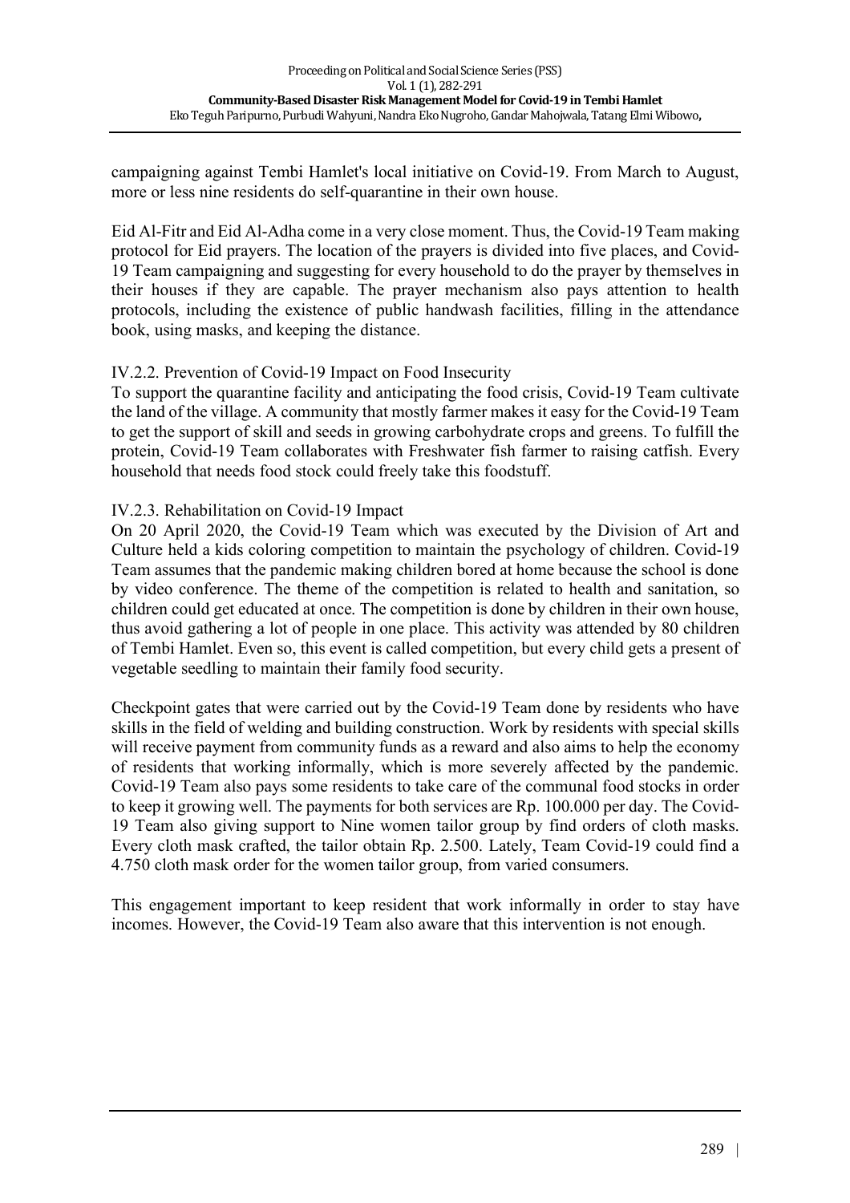campaigning against Tembi Hamlet's local initiative on Covid-19. From March to August, more or less nine residents do self-quarantine in their own house.

Eid Al-Fitr and Eid Al-Adha come in a very close moment. Thus, the Covid-19 Team making protocol for Eid prayers. The location of the prayers is divided into five places, and Covid-19 Team campaigning and suggesting for every household to do the prayer by themselves in their houses if they are capable. The prayer mechanism also pays attention to health protocols, including the existence of public handwash facilities, filling in the attendance book, using masks, and keeping the distance.

### IV.2.2. Prevention of Covid-19 Impact on Food Insecurity

To support the quarantine facility and anticipating the food crisis, Covid-19 Team cultivate the land of the village. A community that mostly farmer makes it easy for the Covid-19 Team to get the support of skill and seeds in growing carbohydrate crops and greens. To fulfill the protein, Covid-19 Team collaborates with Freshwater fish farmer to raising catfish. Every household that needs food stock could freely take this foodstuff.

### IV.2.3. Rehabilitation on Covid-19 Impact

On 20 April 2020, the Covid-19 Team which was executed by the Division of Art and Culture held a kids coloring competition to maintain the psychology of children. Covid-19 Team assumes that the pandemic making children bored at home because the school is done by video conference. The theme of the competition is related to health and sanitation, so children could get educated at once. The competition is done by children in their own house, thus avoid gathering a lot of people in one place. This activity was attended by 80 children of Tembi Hamlet. Even so, this event is called competition, but every child gets a present of vegetable seedling to maintain their family food security.

Checkpoint gates that were carried out by the Covid-19 Team done by residents who have skills in the field of welding and building construction. Work by residents with special skills will receive payment from community funds as a reward and also aims to help the economy of residents that working informally, which is more severely affected by the pandemic. Covid-19 Team also pays some residents to take care of the communal food stocks in order to keep it growing well. The payments for both services are Rp. 100.000 per day. The Covid-19 Team also giving support to Nine women tailor group by find orders of cloth masks. Every cloth mask crafted, the tailor obtain Rp. 2.500. Lately, Team Covid-19 could find a 4.750 cloth mask order for the women tailor group, from varied consumers.

This engagement important to keep resident that work informally in order to stay have incomes. However, the Covid-19 Team also aware that this intervention is not enough.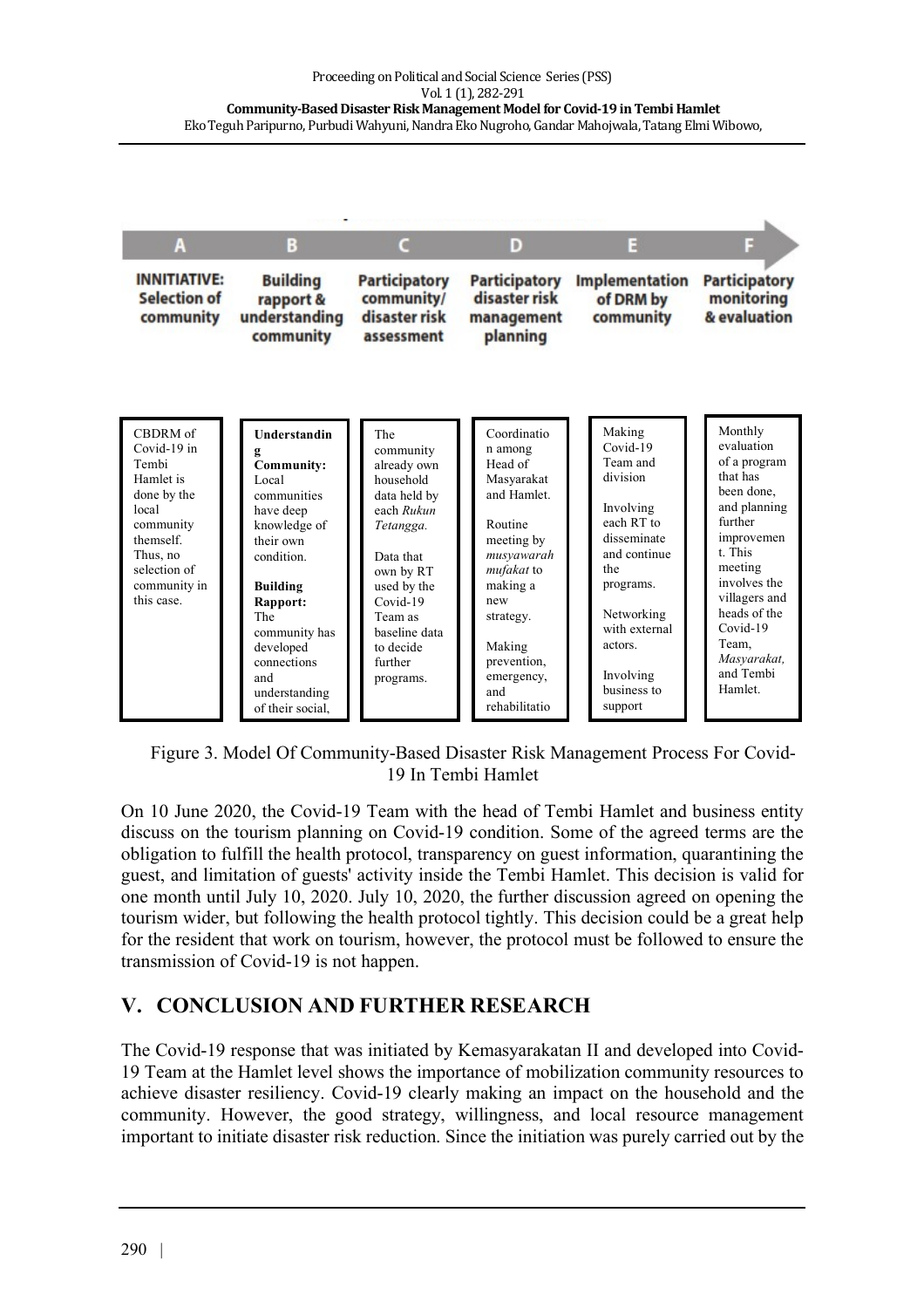| A | B | C | D | E | F |
|---|---|---|---|---|---|
| **INNITIATIVE: Selection of community** | **Building rapport & understanding community** | **Participatory community/ disaster risk assessment** | **Participatory disaster risk management planning** | **Implementation of DRM by community** | **Participatory monitoring & evaluation** |
| CBDRM of Covid-19 in Tembi Hamlet is done by the local community themself. Thus, no selection of community in this case. | **Understanding Community:** Local communities have deep knowledge of their own condition. **Building Rapport:** The community has developed connections and understanding of their social, | The community already own household data held by each *Rukun Tetangga.* Data that own by RT used by the Covid-19 Team as baseline data to decide further programs. | Coordination among Head of Masyarakat and Hamlet. Routine meeting by *musyawarah mufakat* to making a new strategy. Making prevention, emergency, and rehabilitatio | Making Covid-19 Team and division. Involving each RT to disseminate and continue the programs. Networking with external actors. Involving business to support | Monthly evaluation of a program that has been done, and planning further improvement. This meeting involves the villagers and heads of the Covid-19 Team, *Masyarakat,* and Tembi Hamlet. |

Figure 3. Model Of Community-Based Disaster Risk Management Process For Covid-19 In Tembi Hamlet

On 10 June 2020, the Covid-19 Team with the head of Tembi Hamlet and business entity discuss on the tourism planning on Covid-19 condition. Some of the agreed terms are the obligation to fulfill the health protocol, transparency on guest information, quarantining the guest, and limitation of guests' activity inside the Tembi Hamlet. This decision is valid for one month until July 10, 2020. July 10, 2020, the further discussion agreed on opening the tourism wider, but following the health protocol tightly. This decision could be a great help for the resident that work on tourism, however, the protocol must be followed to ensure the transmission of Covid-19 is not happen.

## V. CONCLUSION AND FURTHER RESEARCH

The Covid-19 response that was initiated by Kemasyarakatan II and developed into Covid-19 Team at the Hamlet level shows the importance of mobilization community resources to achieve disaster resiliency. Covid-19 clearly making an impact on the household and the community. However, the good strategy, willingness, and local resource management important to initiate disaster risk reduction. Since the initiation was purely carried out by the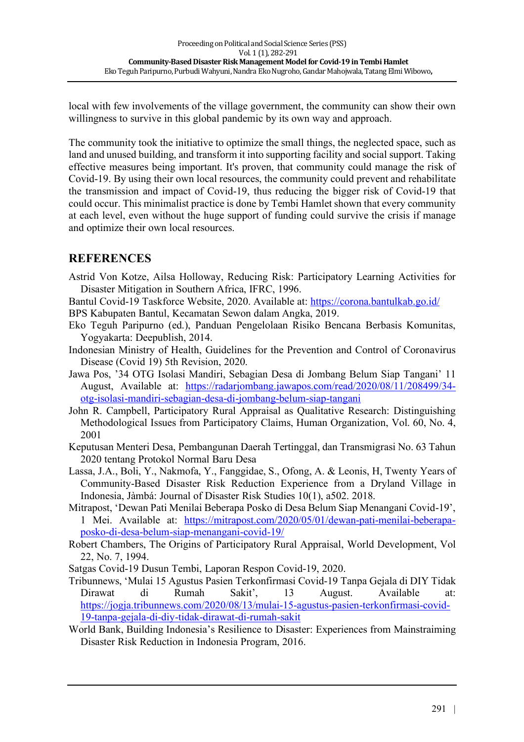local with few involvements of the village government, the community can show their own willingness to survive in this global pandemic by its own way and approach.

The community took the initiative to optimize the small things, the neglected space, such as land and unused building, and transform it into supporting facility and social support. Taking effective measures being important. It's proven, that community could manage the risk of Covid-19. By using their own local resources, the community could prevent and rehabilitate the transmission and impact of Covid-19, thus reducing the bigger risk of Covid-19 that could occur. This minimalist practice is done by Tembi Hamlet shown that every community at each level, even without the huge support of funding could survive the crisis if manage and optimize their own local resources.

## REFERENCES

Astrid Von Kotze, Ailsa Holloway, Reducing Risk: Participatory Learning Activities for Disaster Mitigation in Southern Africa, IFRC, 1996.

Bantul Covid-19 Taskforce Website, 2020. Available at: https://corona.bantulkab.go.id/

BPS Kabupaten Bantul, Kecamatan Sewon dalam Angka, 2019.

Eko Teguh Paripurno (ed.), Panduan Pengelolaan Risiko Bencana Berbasis Komunitas, Yogyakarta: Deepublish, 2014.

Indonesian Ministry of Health, Guidelines for the Prevention and Control of Coronavirus Disease (Covid 19) 5th Revision, 2020.

Jawa Pos, '34 OTG Isolasi Mandiri, Sebagian Desa di Jombang Belum Siap Tangani' 11 August, Available at: https://radarjombang.jawapos.com/read/2020/08/11/208499/34-otg-isolasi-mandiri-sebagian-desa-di-jombang-belum-siap-tangani

John R. Campbell, Participatory Rural Appraisal as Qualitative Research: Distinguishing Methodological Issues from Participatory Claims, Human Organization, Vol. 60, No. 4, 2001

Keputusan Menteri Desa, Pembangunan Daerah Tertinggal, dan Transmigrasi No. 63 Tahun 2020 tentang Protokol Normal Baru Desa

Lassa, J.A., Boli, Y., Nakmofa, Y., Fanggidae, S., Ofong, A. & Leonis, H, Twenty Years of Community-Based Disaster Risk Reduction Experience from a Dryland Village in Indonesia, Jàmbá: Journal of Disaster Risk Studies 10(1), a502. 2018.

Mitrapost, 'Dewan Pati Menilai Beberapa Posko di Desa Belum Siap Menangani Covid-19', 1 Mei. Available at: https://mitrapost.com/2020/05/01/dewan-pati-menilai-beberapa-posko-di-desa-belum-siap-menangani-covid-19/

Robert Chambers, The Origins of Participatory Rural Appraisal, World Development, Vol 22, No. 7, 1994.

Satgas Covid-19 Dusun Tembi, Laporan Respon Covid-19, 2020.

Tribunnews, 'Mulai 15 Agustus Pasien Terkonfirmasi Covid-19 Tanpa Gejala di DIY Tidak Dirawat di Rumah Sakit', 13 August. Available at: https://jogja.tribunnews.com/2020/08/13/mulai-15-agustus-pasien-terkonfirmasi-covid-19-tanpa-gejala-di-diy-tidak-dirawat-di-rumah-sakit

World Bank, Building Indonesia's Resilience to Disaster: Experiences from Mainstraiming Disaster Risk Reduction in Indonesia Program, 2016.